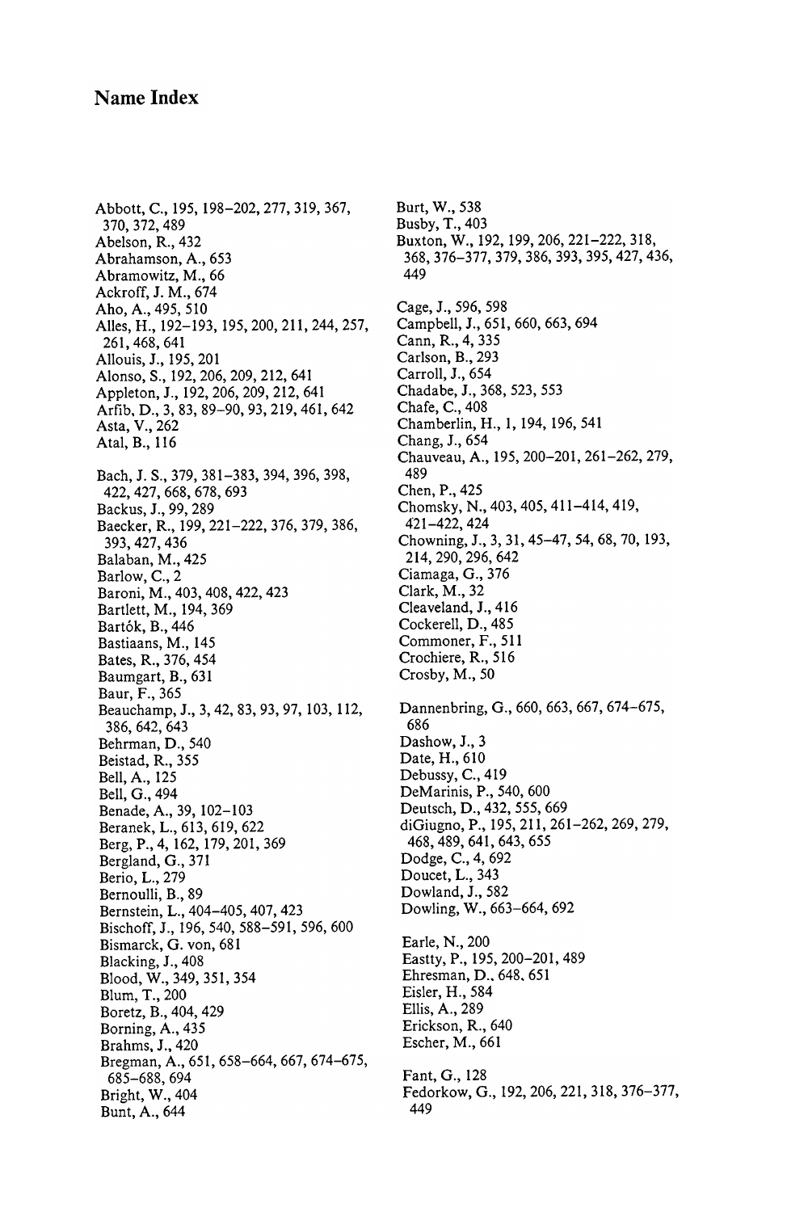# Name Index

Abbott, C., 195, 198–202, 277, 319, 367, 370, 372, 489
Abelson, R., 432
Abrahamson, A., 653
Abramowitz, M., 66
Ackroff, J. M., 674
Aho, A., 495, 510
Alles, H., 192–193, 195, 200, 211, 244, 257, 261, 468, 641
Allouis, J., 195, 201
Alonso, S., 192, 206, 209, 212, 641
Appleton, J., 192, 206, 209, 212, 641
Arfib, D., 3, 83, 89–90, 93, 219, 461, 642
Asta, V., 262
Atal, B., 116

Bach, J. S., 379, 381–383, 394, 396, 398, 422, 427, 668, 678, 693
Backus, J., 99, 289
Baecker, R., 199, 221–222, 376, 379, 386, 393, 427, 436
Balaban, M., 425
Barlow, C., 2
Baroni, M., 403, 408, 422, 423
Bartlett, M., 194, 369
Bartók, B., 446
Bastiaans, M., 145
Bates, R., 376, 454
Baumgart, B., 631
Baur, F., 365
Beauchamp, J., 3, 42, 83, 93, 97, 103, 112, 386, 642, 643
Behrman, D., 540
Beistad, R., 355
Bell, A., 125
Bell, G., 494
Benade, A., 39, 102–103
Beranek, L., 613, 619, 622
Berg, P., 4, 162, 179, 201, 369
Bergland, G., 371
Berio, L., 279
Bernoulli, B., 89
Bernstein, L., 404–405, 407, 423
Bischoff, J., 196, 540, 588–591, 596, 600
Bismarck, G. von, 681
Blacking, J., 408
Blood, W., 349, 351, 354
Blum, T., 200
Boretz, B., 404, 429
Borning, A., 435
Brahms, J., 420
Bregman, A., 651, 658–664, 667, 674–675, 685–688, 694
Bright, W., 404
Bunt, A., 644

Burt, W., 538
Busby, T., 403
Buxton, W., 192, 199, 206, 221–222, 318, 368, 376–377, 379, 386, 393, 395, 427, 436, 449

Cage, J., 596, 598
Campbell, J., 651, 660, 663, 694
Cann, R., 4, 335
Carlson, B., 293
Carroll, J., 654
Chadabe, J., 368, 523, 553
Chafe, C., 408
Chamberlin, H., 1, 194, 196, 541
Chang, J., 654
Chauveau, A., 195, 200–201, 261–262, 279, 489
Chen, P., 425
Chomsky, N., 403, 405, 411–414, 419, 421–422, 424
Chowning, J., 3, 31, 45–47, 54, 68, 70, 193, 214, 290, 296, 642
Ciamaga, G., 376
Clark, M., 32
Cleaveland, J., 416
Cockerell, D., 485
Commoner, F., 511
Crochiere, R., 516
Crosby, M., 50

Dannenbring, G., 660, 663, 667, 674–675, 686
Dashow, J., 3
Date, H., 610
Debussy, C., 419
DeMarinis, P., 540, 600
Deutsch, D., 432, 555, 669
diGiugno, P., 195, 211, 261–262, 269, 279, 468, 489, 641, 643, 655
Dodge, C., 4, 692
Doucet, L., 343
Dowland, J., 582
Dowling, W., 663–664, 692

Earle, N., 200
Eastty, P., 195, 200–201, 489
Ehresman, D., 648, 651
Eisler, H., 584
Ellis, A., 289
Erickson, R., 640
Escher, M., 661

Fant, G., 128
Fedorkow, G., 192, 206, 221, 318, 376–377, 449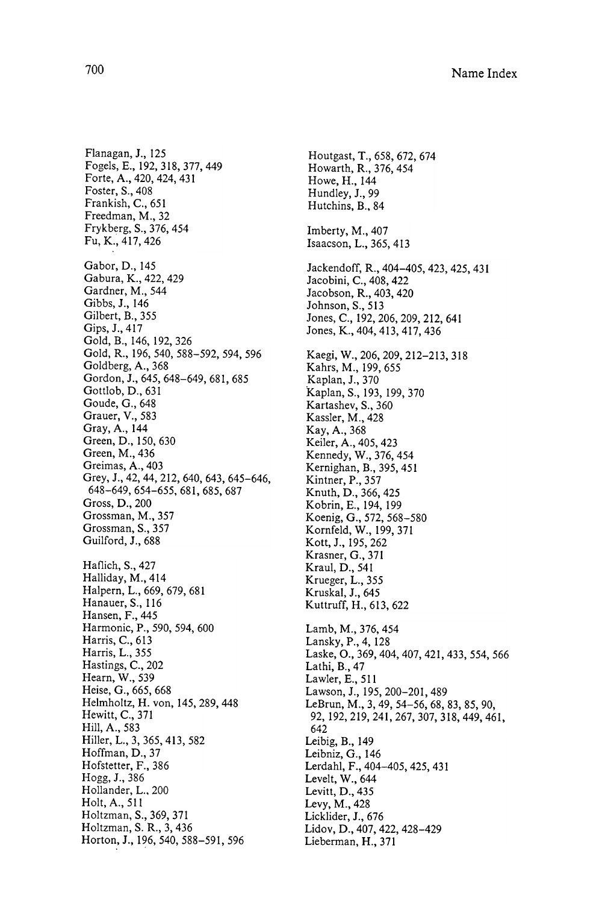Flanagan, J., 125
Fogels, E., 192, 318, 377, 449
Forte, A., 420, 424, 431
Foster, S., 408
Frankish, C., 651
Freedman, M., 32
Frykberg, S., 376, 454
Fu, K., 417, 426

Gabor, D., 145
Gabura, K., 422, 429
Gardner, M., 544
Gibbs, J., 146
Gilbert, B., 355
Gips, J., 417
Gold, B., 146, 192, 326
Gold, R., 196, 540, 588–592, 594, 596
Goldberg, A., 368
Gordon, J., 645, 648–649, 681, 685
Gottlob, D., 631
Goude, G., 648
Grauer, V., 583
Gray, A., 144
Green, D., 150, 630
Green, M., 436
Greimas, A., 403
Grey, J., 42, 44, 212, 640, 643, 645–646, 648–649, 654–655, 681, 685, 687
Gross, D., 200
Grossman, M., 357
Grossman, S., 357
Guilford, J., 688

Haflich, S., 427
Halliday, M., 414
Halpern, L., 669, 679, 681
Hanauer, S., 116
Hansen, F., 445
Harmonic, P., 590, 594, 600
Harris, C., 613
Harris, L., 355
Hastings, C., 202
Hearn, W., 539
Heise, G., 665, 668
Helmholtz, H. von, 145, 289, 448
Hewitt, C., 371
Hill, A., 583
Hiller, L., 3, 365, 413, 582
Hoffman, D., 37
Hofstetter, F., 386
Hogg, J., 386
Hollander, L., 200
Holt, A., 511
Holtzman, S., 369, 371
Holtzman, S. R., 3, 436
Horton, J., 196, 540, 588–591, 596

Houtgast, T., 658, 672, 674
Howarth, R., 376, 454
Howe, H., 144
Hundley, J., 99
Hutchins, B., 84

Imberty, M., 407
Isaacson, L., 365, 413

Jackendoff, R., 404–405, 423, 425, 431
Jacobini, C., 408, 422
Jacobson, R., 403, 420
Johnson, S., 513
Jones, C., 192, 206, 209, 212, 641
Jones, K., 404, 413, 417, 436

Kaegi, W., 206, 209, 212–213, 318
Kahrs, M., 199, 655
Kaplan, J., 370
Kaplan, S., 193, 199, 370
Kartashev, S., 360
Kassler, M., 428
Kay, A., 368
Keiler, A., 405, 423
Kennedy, W., 376, 454
Kernighan, B., 395, 451
Kintner, P., 357
Knuth, D., 366, 425
Kobrin, E., 194, 199
Koenig, G., 572, 568–580
Kornfeld, W., 199, 371
Kott, J., 195, 262
Krasner, G., 371
Kraul, D., 541
Krueger, L., 355
Kruskal, J., 645
Kuttruff, H., 613, 622

Lamb, M., 376, 454
Lansky, P., 4, 128
Laske, O., 369, 404, 407, 421, 433, 554, 566
Lathi, B., 47
Lawler, E., 511
Lawson, J., 195, 200–201, 489
LeBrun, M., 3, 49, 54–56, 68, 83, 85, 90, 92, 192, 219, 241, 267, 307, 318, 449, 461, 642
Leibig, B., 149
Leibniz, G., 146
Lerdahl, F., 404–405, 425, 431
Levelt, W., 644
Levitt, D., 435
Levy, M., 428
Licklider, J., 676
Lidov, D., 407, 422, 428–429
Lieberman, H., 371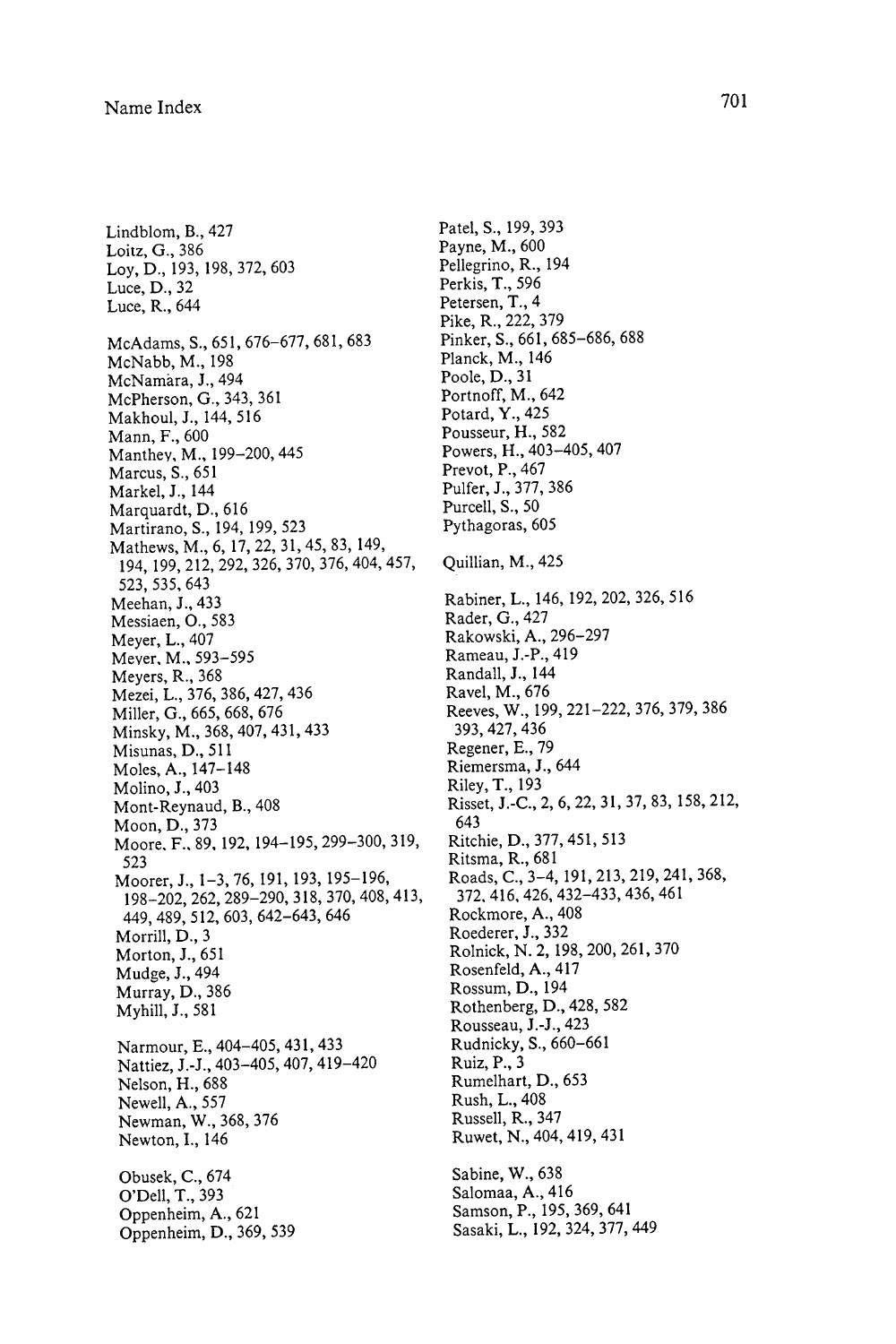Lindblom, B., 427
Loitz, G., 386
Loy, D., 193, 198, 372, 603
Luce, D., 32
Luce, R., 644

McAdams, S., 651, 676–677, 681, 683
McNabb, M., 198
McNamàra, J., 494
McPherson, G., 343, 361
Makhoul, J., 144, 516
Mann, F., 600
Manthey, M., 199–200, 445
Marcus, S., 651
Markel, J., 144
Marquardt, D., 616
Martirano, S., 194, 199, 523
Mathews, M., 6, 17, 22, 31, 45, 83, 149, 194, 199, 212, 292, 326, 370, 376, 404, 457, 523, 535, 643
Meehan, J., 433
Messiaen, O., 583
Meyer, L., 407
Meyer, M., 593–595
Meyers, R., 368
Mezei, L., 376, 386, 427, 436
Miller, G., 665, 668, 676
Minsky, M., 368, 407, 431, 433
Misunas, D., 511
Moles, A., 147–148
Molino, J., 403
Mont-Reynaud, B., 408
Moon, D., 373
Moore, F., 89, 192, 194–195, 299–300, 319, 523
Moorer, J., 1–3, 76, 191, 193, 195–196, 198–202, 262, 289–290, 318, 370, 408, 413, 449, 489, 512, 603, 642–643, 646
Morrill, D., 3
Morton, J., 651
Mudge, J., 494
Murray, D., 386
Myhill, J., 581

Narmour, E., 404–405, 431, 433
Nattiez, J.-J., 403–405, 407, 419–420
Nelson, H., 688
Newell, A., 557
Newman, W., 368, 376
Newton, I., 146

Obusek, C., 674
O'Dell, T., 393
Oppenheim, A., 621
Oppenheim, D., 369, 539

Patel, S., 199, 393
Payne, M., 600
Pellegrino, R., 194
Perkis, T., 596
Petersen, T., 4
Pike, R., 222, 379
Pinker, S., 661, 685–686, 688
Planck, M., 146
Poole, D., 31
Portnoff, M., 642
Potard, Y., 425
Pousseur, H., 582
Powers, H., 403–405, 407
Prevot, P., 467
Pulfer, J., 377, 386
Purcell, S., 50
Pythagoras, 605

Quillian, M., 425

Rabiner, L., 146, 192, 202, 326, 516
Rader, G., 427
Rakowski, A., 296–297
Rameau, J.-P., 419
Randall, J., 144
Ravel, M., 676
Reeves, W., 199, 221–222, 376, 379, 386, 393, 427, 436
Regener, E., 79
Riemersma, J., 644
Riley, T., 193
Risset, J.-C., 2, 6, 22, 31, 37, 83, 158, 212, 643
Ritchie, D., 377, 451, 513
Ritsma, R., 681
Roads, C., 3–4, 191, 213, 219, 241, 368, 372, 416, 426, 432–433, 436, 461
Rockmore, A., 408
Roederer, J., 332
Rolnick, N. 2, 198, 200, 261, 370
Rosenfeld, A., 417
Rossum, D., 194
Rothenberg, D., 428, 582
Rousseau, J.-J., 423
Rudnicky, S., 660–661
Ruiz, P., 3
Rumelhart, D., 653
Rush, L., 408
Russell, R., 347
Ruwet, N., 404, 419, 431

Sabine, W., 638
Salomaa, A., 416
Samson, P., 195, 369, 641
Sasaki, L., 192, 324, 377, 449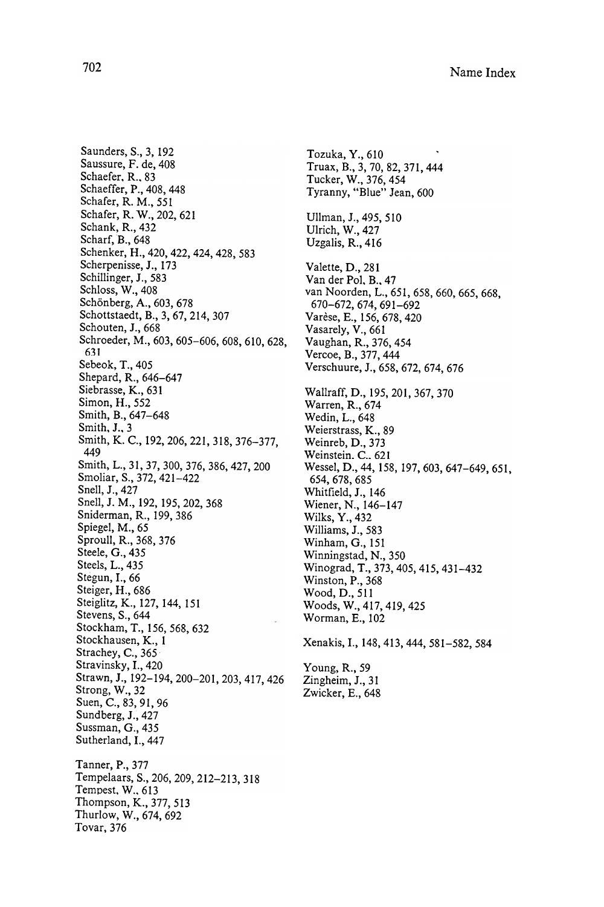Saunders, S., 3, 192
Saussure, F. de, 408
Schaefer, R., 83
Schaeffer, P., 408, 448
Schafer, R. M., 551
Schafer, R. W., 202, 621
Schank, R., 432
Scharf, B., 648
Schenker, H., 420, 422, 424, 428, 583
Scherpenisse, J., 173
Schillinger, J., 583
Schloss, W., 408
Schönberg, A., 603, 678
Schottstaedt, B., 3, 67, 214, 307
Schouten, J., 668
Schroeder, M., 603, 605–606, 608, 610, 628, 631
Sebeok, T., 405
Shepard, R., 646–647
Siebrasse, K., 631
Simon, H., 552
Smith, B., 647–648
Smith, J., 3
Smith, K. C., 192, 206, 221, 318, 376–377, 449
Smith, L., 31, 37, 300, 376, 386, 427, 200
Smoliar, S., 372, 421–422
Snell, J., 427
Snell, J. M., 192, 195, 202, 368
Sniderman, R., 199, 386
Spiegel, M., 65
Sproull, R., 368, 376
Steele, G., 435
Steels, L., 435
Stegun, I., 66
Steiger, H., 686
Steiglitz, K., 127, 144, 151
Stevens, S., 644
Stockham, T., 156, 568, 632
Stockhausen, K., 1
Strachey, C., 365
Stravinsky, I., 420
Strawn, J., 192–194, 200–201, 203, 417, 426
Strong, W., 32
Suen, C., 83, 91, 96
Sundberg, J., 427
Sussman, G., 435
Sutherland, I., 447

Tanner, P., 377
Tempelaars, S., 206, 209, 212–213, 318
Tempest, W., 613
Thompson, K., 377, 513
Thurlow, W., 674, 692
Tovar, 376
Tozuka, Y., 610
Truax, B., 3, 70, 82, 371, 444
Tucker, W., 376, 454
Tyranny, "Blue" Jean, 600

Ullman, J., 495, 510
Ulrich, W., 427
Uzgalis, R., 416

Valette, D., 281
Van der Pol, B., 47
van Noorden, L., 651, 658, 660, 665, 668, 670–672, 674, 691–692
Varèse, E., 156, 678, 420
Vasarely, V., 661
Vaughan, R., 376, 454
Vercoe, B., 377, 444
Verschuure, J., 658, 672, 674, 676

Wallraff, D., 195, 201, 367, 370
Warren, R., 674
Wedin, L., 648
Weierstrass, K., 89
Weinreb, D., 373
Weinstein. C., 621
Wessel, D., 44, 158, 197, 603, 647–649, 651, 654, 678, 685
Whitfield, J., 146
Wiener, N., 146–147
Wilks, Y., 432
Williams, J., 583
Winham, G., 151
Winningstad, N., 350
Winograd, T., 373, 405, 415, 431–432
Winston, P., 368
Wood, D., 511
Woods, W., 417, 419, 425
Worman, E., 102

Xenakis, I., 148, 413, 444, 581–582, 584

Young, R., 59
Zingheim, J., 31
Zwicker, E., 648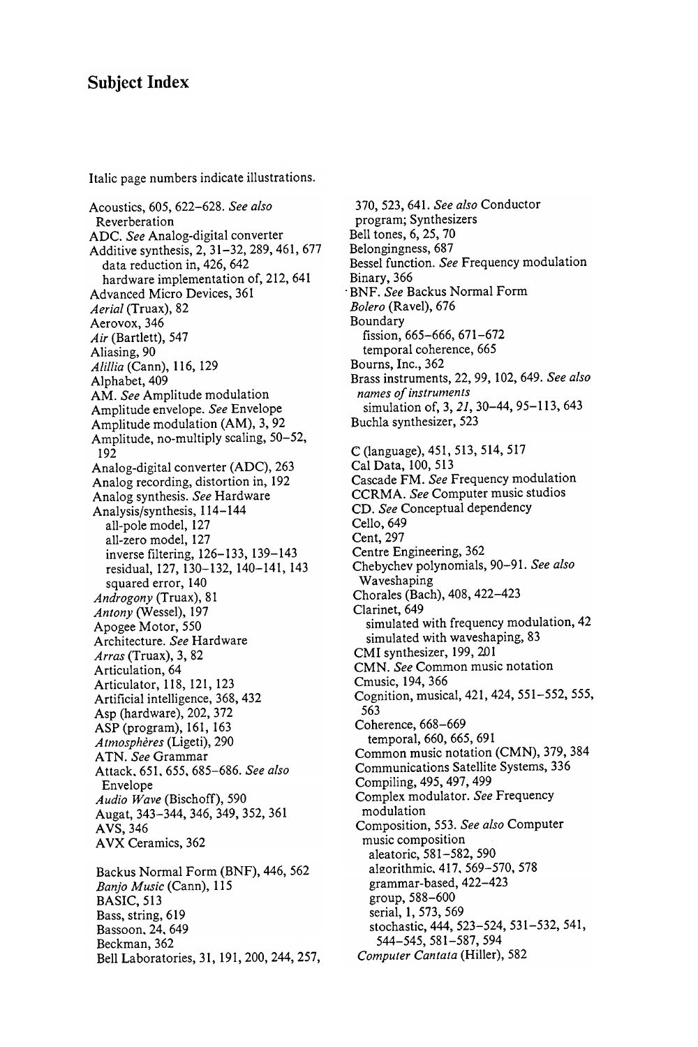# Subject Index

Italic page numbers indicate illustrations.

Acoustics, 605, 622–628. *See also* Reverberation
ADC. *See* Analog-digital converter
Additive synthesis, 2, 31–32, 289, 461, 677
  data reduction in, 426, 642
  hardware implementation of, 212, 641
Advanced Micro Devices, 361
*Aerial* (Truax), 82
Aerovox, 346
*Air* (Bartlett), 547
Aliasing, 90
*Alillia* (Cann), 116, 129
Alphabet, 409
AM. *See* Amplitude modulation
Amplitude envelope. *See* Envelope
Amplitude modulation (AM), 3, 92
Amplitude, no-multiply scaling, 50–52, 192
Analog-digital converter (ADC), 263
Analog recording, distortion in, 192
Analog synthesis. *See* Hardware
Analysis/synthesis, 114–144
  all-pole model, 127
  all-zero model, 127
  inverse filtering, 126–133, 139–143
  residual, 127, 130–132, 140–141, 143
  squared error, 140
*Androgony* (Truax), 81
*Antony* (Wessel), 197
Apogee Motor, 550
Architecture. *See* Hardware
*Arras* (Truax), 3, 82
Articulation, 64
Articulator, 118, 121, 123
Artificial intelligence, 368, 432
Asp (hardware), 202, 372
ASP (program), 161, 163
*Atmosphères* (Ligeti), 290
ATN. *See* Grammar
Attack, 651, 655, 685–686. *See also* Envelope
*Audio Wave* (Bischoff), 590
Augat, 343–344, 346, 349, 352, 361
AVS, 346
AVX Ceramics, 362

Backus Normal Form (BNF), 446, 562
*Banjo Music* (Cann), 115
BASIC, 513
Bass, string, 619
Bassoon, 24, 649
Beckman, 362
Bell Laboratories, 31, 191, 200, 244, 257, 370, 523, 641. *See also* Conductor program; Synthesizers
Bell tones, 6, 25, 70
Belongingness, 687
Bessel function. *See* Frequency modulation
Binary, 366
BNF. *See* Backus Normal Form
*Bolero* (Ravel), 676
Boundary
  fission, 665–666, 671–672
  temporal coherence, 665
Bourns, Inc., 362
Brass instruments, 22, 99, 102, 649. *See also* *names of instruments*
  simulation of, 3, *21*, 30–44, 95–113, 643
Buchla synthesizer, 523

C (language), 451, 513, 514, 517
Cal Data, 100, 513
Cascade FM. *See* Frequency modulation
CCRMA. *See* Computer music studios
CD. *See* Conceptual dependency
Cello, 649
Cent, 297
Centre Engineering, 362
Chebychev polynomials, 90–91. *See also* Waveshaping
Chorales (Bach), 408, 422–423
Clarinet, 649
  simulated with frequency modulation, 42
  simulated with waveshaping, 83
CMI synthesizer, 199, 201
CMN. *See* Common music notation
Cmusic, 194, 366
Cognition, musical, 421, 424, 551–552, 555, 563
Coherence, 668–669
  temporal, 660, 665, 691
Common music notation (CMN), 379, 384
Communications Satellite Systems, 336
Compiling, 495, 497, 499
Complex modulator. *See* Frequency modulation
Composition, 553. *See also* Computer music composition
  aleatoric, 581–582, 590
  algorithmic, 417, 569–570, 578
  grammar-based, 422–423
  group, 588–600
  serial, 1, 573, 569
  stochastic, 444, 523–524, 531–532, 541, 544–545, 581–587, 594
*Computer Cantata* (Hiller), 582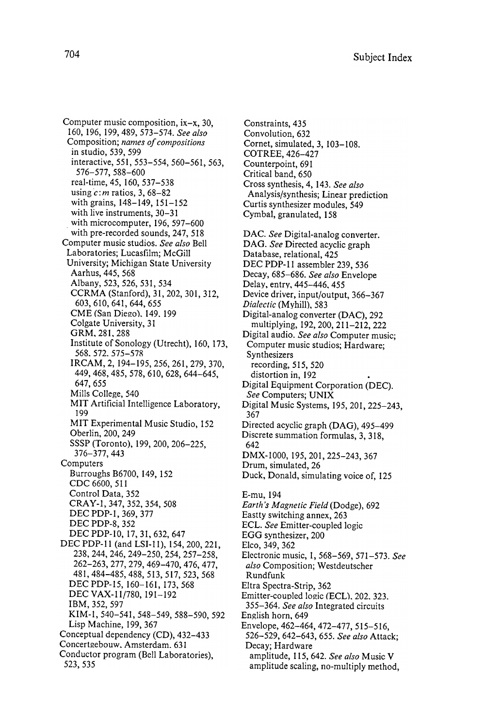Computer music composition, ix–x, 30, 160, 196, 199, 489, 573–574. *See also* Composition; *names of compositions*
- in studio, 539, 599
- interactive, 551, 553–554, 560–561, 563, 576–577, 588–600
- real-time, 45, 160, 537–538
- using $c:m$ ratios, 3, 68–82
- with grains, 148–149, 151–152
- with live instruments, 30–31
- with microcomputer, 196, 597–600
- with pre-recorded sounds, 247, 518

Computer music studios. *See also* Bell Laboratories; Lucasfilm; McGill University; Michigan State University
- Aarhus, 445, 568
- Albany, 523, 526, 531, 534
- CCRMA (Stanford), 31, 202, 301, 312, 603, 610, 641, 644, 655
- CME (San Diego), 149, 199
- Colgate University, 31
- GRM, 281, 288
- Institute of Sonology (Utrecht), 160, 173, 568, 572, 575–578
- IRCAM, 2, 194–195, 256, 261, 279, 370, 449, 468, 485, 578, 610, 628, 644–645, 647, 655
- Mills College, 540
- MIT Artificial Intelligence Laboratory, 199
- MIT Experimental Music Studio, 152
- Oberlin, 200, 249
- SSSP (Toronto), 199, 200, 206–225, 376–377, 443

Computers
- Burroughs B6700, 149, 152
- CDC 6600, 511
- Control Data, 352
- CRAY-1, 347, 352, 354, 508
- DEC PDP-1, 369, 377
- DEC PDP-8, 352
- DEC PDP-10, 17, 31, 632, 647

DEC PDP-11 (and LSI-11), 154, 200, 221, 238, 244, 246, 249–250, 254, 257–258, 262–263, 277, 279, 469–470, 476, 477, 481, 484–485, 488, 513, 517, 523, 568
- DEC PDP-15, 160–161, 173, 568
- DEC VAX-11/780, 191–192
- IBM, 352, 597
- KIM-1, 540–541, 548–549, 588–590, 592
- Lisp Machine, 199, 367

Conceptual dependency (CD), 432–433

Concertgebouw, Amsterdam, 631

Conductor program (Bell Laboratories), 523, 535

Constraints, 435

Convolution, 632

Cornet, simulated, 3, 103–108.

COTREE, 426–427

Counterpoint, 691

Critical band, 650

Cross synthesis, 4, 143. *See also* Analysis/synthesis; Linear prediction

Curtis synthesizer modules, 549

Cymbal, granulated, 158

DAC. *See* Digital-analog converter.

DAG. *See* Directed acyclic graph

Database, relational, 425

DEC PDP-11 assembler 239, 536

Decay, 685–686. *See also* Envelope

Delay, entry, 445–446, 455

Device driver, input/output, 366–367

*Dialectic* (Myhill), 583

Digital-analog converter (DAC), 292
- multiplying, 192, 200, 211–212, 222

Digital audio. *See also* Computer music; Computer music studios; Hardware; Synthesizers
- recording, 515, 520
- distortion in, 192

Digital Equipment Corporation (DEC). *See* Computers; UNIX

Digital Music Systems, 195, 201, 225–243, 367

Directed acyclic graph (DAG), 495–499

Discrete summation formulas, 3, 318, 642

DMX-1000, 195, 201, 225–243, 367

Drum, simulated, 26

Duck, Donald, simulating voice of, 125

E-mu, 194

*Earth's Magnetic Field* (Dodge), 692

Eastty switching annex, 263

ECL. *See* Emitter-coupled logic

EGG synthesizer, 200

Elco, 349, 362

Electronic music, 1, 568–569, 571–573. *See also* Composition; Westdeutscher Rundfunk

Eltra Spectra-Strip, 362

Emitter-coupled logic (ECL), 202, 323, 355–364. *See also* Integrated circuits

English horn, 649

Envelope, 462–464, 472–477, 515–516, 526–529, 642–643, 655. *See also* Attack; Decay; Hardware
- amplitude, 115, 642. *See also* Music V
- amplitude scaling, no-multiply method,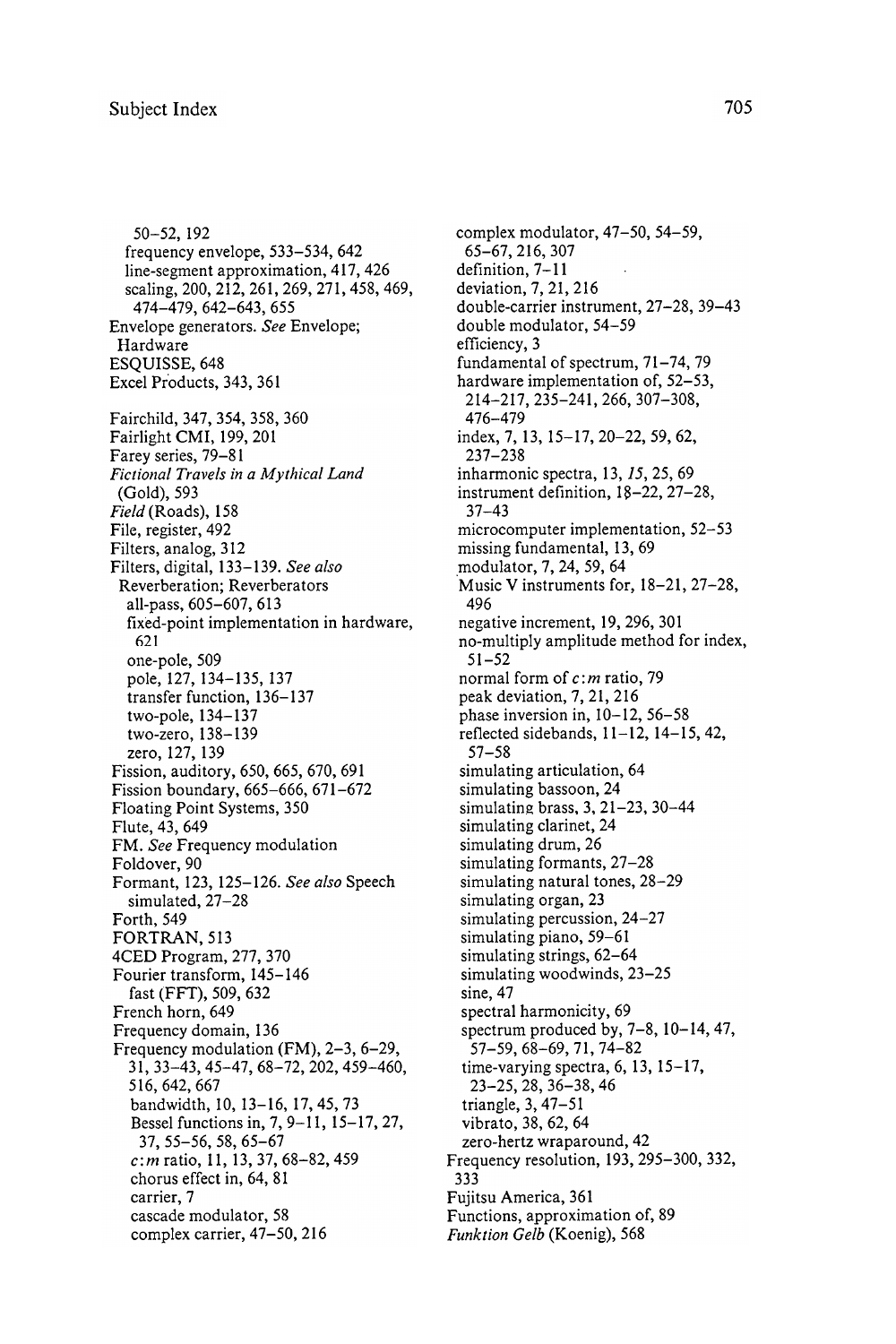50–52, 192
  frequency envelope, 533–534, 642
  line-segment approximation, 417, 426
  scaling, 200, 212, 261, 269, 271, 458, 469, 474–479, 642–643, 655
Envelope generators. *See* Envelope; Hardware
ESQUISSE, 648
Excel Products, 343, 361

Fairchild, 347, 354, 358, 360
Fairlight CMI, 199, 201
Farey series, 79–81
*Fictional Travels in a Mythical Land* (Gold), 593
*Field* (Roads), 158
File, register, 492
Filters, analog, 312
Filters, digital, 133–139. *See also* Reverberation; Reverberators
  all-pass, 605–607, 613
  fixed-point implementation in hardware, 621
  one-pole, 509
  pole, 127, 134–135, 137
  transfer function, 136–137
  two-pole, 134–137
  two-zero, 138–139
  zero, 127, 139
Fission, auditory, 650, 665, 670, 691
Fission boundary, 665–666, 671–672
Floating Point Systems, 350
Flute, 43, 649
FM. *See* Frequency modulation
Foldover, 90
Formant, 123, 125–126. *See also* Speech
  simulated, 27–28
Forth, 549
FORTRAN, 513
4CED Program, 277, 370
Fourier transform, 145–146
  fast (FFT), 509, 632
French horn, 649
Frequency domain, 136
Frequency modulation (FM), 2–3, 6–29, 31, 33–43, 45–47, 68–72, 202, 459–460, 516, 642, 667
  bandwidth, 10, 13–16, 17, 45, 73
  Bessel functions in, 7, 9–11, 15–17, 27, 37, 55–56, 58, 65–67
  *c*:*m* ratio, 11, 13, 37, 68–82, 459
  chorus effect in, 64, 81
  carrier, 7
  cascade modulator, 58
  complex carrier, 47–50, 216
  complex modulator, 47–50, 54–59, 65–67, 216, 307
  definition, 7–11
  deviation, 7, 21, 216
  double-carrier instrument, 27–28, 39–43
  double modulator, 54–59
  efficiency, 3
  fundamental of spectrum, 71–74, 79
  hardware implementation of, 52–53, 214–217, 235–241, 266, 307–308, 476–479
  index, 7, 13, 15–17, 20–22, 59, 62, 237–238
  inharmonic spectra, 13, *15*, 25, 69
  instrument definition, 18–22, 27–28, 37–43
  microcomputer implementation, 52–53
  missing fundamental, 13, 69
  modulator, 7, 24, 59, 64
  Music V instruments for, 18–21, 27–28, 496
  negative increment, 19, 296, 301
  no-multiply amplitude method for index, 51–52
  normal form of *c*:*m* ratio, 79
  peak deviation, 7, 21, 216
  phase inversion in, 10–12, 56–58
  reflected sidebands, 11–12, 14–15, 42, 57–58
  simulating articulation, 64
  simulating bassoon, 24
  simulating brass, 3, 21–23, 30–44
  simulating clarinet, 24
  simulating drum, 26
  simulating formants, 27–28
  simulating natural tones, 28–29
  simulating organ, 23
  simulating percussion, 24–27
  simulating piano, 59–61
  simulating strings, 62–64
  simulating woodwinds, 23–25
  sine, 47
  spectral harmonicity, 69
  spectrum produced by, 7–8, 10–14, 47, 57–59, 68–69, 71, 74–82
  time-varying spectra, 6, 13, 15–17, 23–25, 28, 36–38, 46
  triangle, 3, 47–51
  vibrato, 38, 62, 64
  zero-hertz wraparound, 42
Frequency resolution, 193, 295–300, 332, 333
Fujitsu America, 361
Functions, approximation of, 89
*Funktion Gelb* (Koenig), 568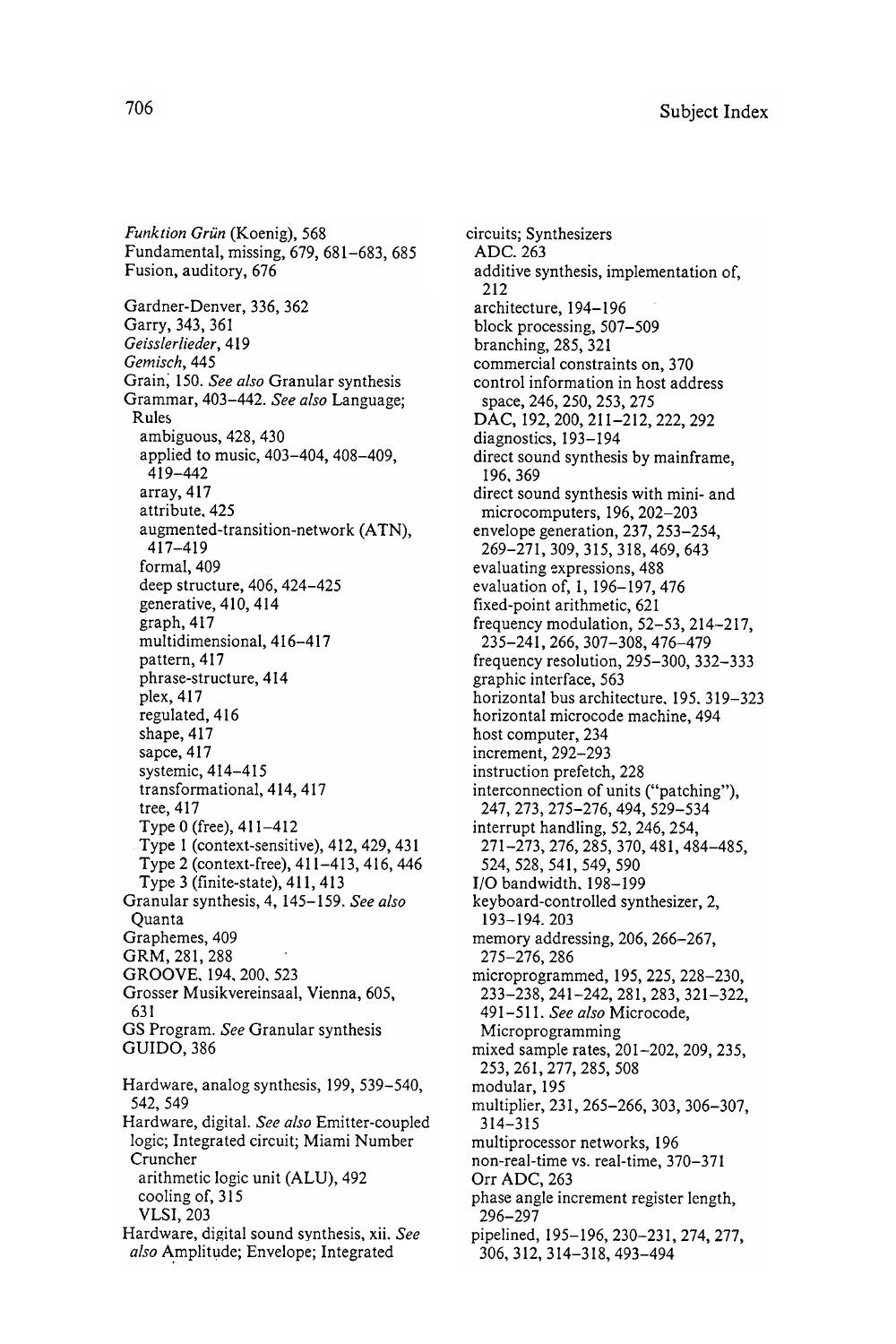*Funktion Grün* (Koenig), 568
Fundamental, missing, 679, 681–683, 685
Fusion, auditory, 676

Gardner-Denver, 336, 362
Garry, 343, 361
*Geisslerlieder*, 419
*Gemisch*, 445
Grain, 150. *See also* Granular synthesis
Grammar, 403–442. *See also* Language; Rules
  ambiguous, 428, 430
  applied to music, 403–404, 408–409, 419–442
  array, 417
  attribute, 425
  augmented-transition-network (ATN), 417–419
  formal, 409
  deep structure, 406, 424–425
  generative, 410, 414
  graph, 417
  multidimensional, 416–417
  pattern, 417
  phrase-structure, 414
  plex, 417
  regulated, 416
  shape, 417
  sapce, 417
  systemic, 414–415
  transformational, 414, 417
  tree, 417
  Type 0 (free), 411–412
  Type 1 (context-sensitive), 412, 429, 431
  Type 2 (context-free), 411–413, 416, 446
  Type 3 (finite-state), 411, 413
Granular synthesis, 4, 145–159. *See also* Quanta
Graphemes, 409
GRM, 281, 288
GROOVE, 194, 200, 523
Grosser Musikvereinsaal, Vienna, 605, 631
GS Program. *See* Granular synthesis
GUIDO, 386

Hardware, analog synthesis, 199, 539–540, 542, 549
Hardware, digital. *See also* Emitter-coupled logic; Integrated circuit; Miami Number Cruncher
  arithmetic logic unit (ALU), 492
  cooling of, 315
  VLSI, 203
Hardware, digital sound synthesis, xii. *See also* Amplitude; Envelope; Integrated circuits; Synthesizers
  ADC, 263
  additive synthesis, implementation of, 212
  architecture, 194–196
  block processing, 507–509
  branching, 285, 321
  commercial constraints on, 370
  control information in host address space, 246, 250, 253, 275
  DAC, 192, 200, 211–212, 222, 292
  diagnostics, 193–194
  direct sound synthesis by mainframe, 196, 369
  direct sound synthesis with mini- and microcomputers, 196, 202–203
  envelope generation, 237, 253–254, 269–271, 309, 315, 318, 469, 643
  evaluating expressions, 488
  evaluation of, 1, 196–197, 476
  fixed-point arithmetic, 621
  frequency modulation, 52–53, 214–217, 235–241, 266, 307–308, 476–479
  frequency resolution, 295–300, 332–333
  graphic interface, 563
  horizontal bus architecture, 195, 319–323
  horizontal microcode machine, 494
  host computer, 234
  increment, 292–293
  instruction prefetch, 228
  interconnection of units ("patching"), 247, 273, 275–276, 494, 529–534
  interrupt handling, 52, 246, 254, 271–273, 276, 285, 370, 481, 484–485, 524, 528, 541, 549, 590
  I/O bandwidth, 198–199
  keyboard-controlled synthesizer, 2, 193–194, 203
  memory addressing, 206, 266–267, 275–276, 286
  microprogrammed, 195, 225, 228–230, 233–238, 241–242, 281, 283, 321–322, 491–511. *See also* Microcode, Microprogramming
  mixed sample rates, 201–202, 209, 235, 253, 261, 277, 285, 508
  modular, 195
  multiplier, 231, 265–266, 303, 306–307, 314–315
  multiprocessor networks, 196
  non-real-time vs. real-time, 370–371
  Orr ADC, 263
  phase angle increment register length, 296–297
  pipelined, 195–196, 230–231, 274, 277, 306, 312, 314–318, 493–494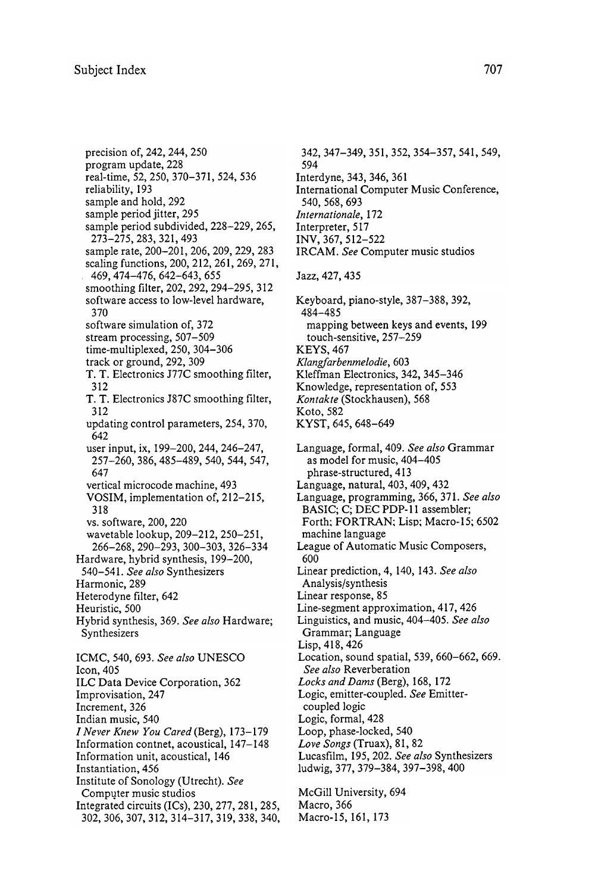precision of, 242, 244, 250
program update, 228
real-time, 52, 250, 370–371, 524, 536
reliability, 193
sample and hold, 292
sample period jitter, 295
sample period subdivided, 228–229, 265, 273–275, 283, 321, 493
sample rate, 200–201, 206, 209, 229, 283
scaling functions, 200, 212, 261, 269, 271, 469, 474–476, 642–643, 655
smoothing filter, 202, 292, 294–295, 312
software access to low-level hardware, 370
software simulation of, 372
stream processing, 507–509
time-multiplexed, 250, 304–306
track or ground, 292, 309
T. T. Electronics J77C smoothing filter, 312
T. T. Electronics J87C smoothing filter, 312
updating control parameters, 254, 370, 642
user input, ix, 199–200, 244, 246–247, 257–260, 386, 485–489, 540, 544, 547, 647
vertical microcode machine, 493
VOSIM, implementation of, 212–215, 318
vs. software, 200, 220
wavetable lookup, 209–212, 250–251, 266–268, 290–293, 300–303, 326–334

Hardware, hybrid synthesis, 199–200, 540–541. *See also* Synthesizers
Harmonic, 289
Heterodyne filter, 642
Heuristic, 500
Hybrid synthesis, 369. *See also* Hardware; Synthesizers

ICMC, 540, 693. *See also* UNESCO
Icon, 405
ILC Data Device Corporation, 362
Improvisation, 247
Increment, 326
Indian music, 540
*I Never Knew You Cared* (Berg), 173–179
Information contnet, acoustical, 147–148
Information unit, acoustical, 146
Instantiation, 456
Institute of Sonology (Utrecht). *See* Computer music studios
Integrated circuits (ICs), 230, 277, 281, 285, 302, 306, 307, 312, 314–317, 319, 338, 340, 342, 347–349, 351, 352, 354–357, 541, 549, 594
Interdyne, 343, 346, 361
International Computer Music Conference, 540, 568, 693
*Internationale*, 172
Interpreter, 517
INV, 367, 512–522
IRCAM. *See* Computer music studios

Jazz, 427, 435

Keyboard, piano-style, 387–388, 392, 484–485
mapping between keys and events, 199
touch-sensitive, 257–259
KEYS, 467
*Klangfarbenmelodie*, 603
Kleffman Electronics, 342, 345–346
Knowledge, representation of, 553
*Kontakte* (Stockhausen), 568
Koto, 582
KYST, 645, 648–649

Language, formal, 409. *See also* Grammar
as model for music, 404–405
phrase-structured, 413
Language, natural, 403, 409, 432
Language, programming, 366, 371. *See also* BASIC; C; DEC PDP-11 assembler; Forth; FORTRAN; Lisp; Macro-15; 6502 machine language
League of Automatic Music Composers, 600
Linear prediction, 4, 140, 143. *See also* Analysis/synthesis
Linear response, 85
Line-segment approximation, 417, 426
Linguistics, and music, 404–405. *See also* Grammar; Language
Lisp, 418, 426
Location, sound spatial, 539, 660–662, 669. *See also* Reverberation
*Locks and Dams* (Berg), 168, 172
Logic, emitter-coupled. *See* Emitter-coupled logic
Logic, formal, 428
Loop, phase-locked, 540
*Love Songs* (Truax), 81, 82
Lucasfilm, 195, 202. *See also* Synthesizers
ludwig, 377, 379–384, 397–398, 400

McGill University, 694
Macro, 366
Macro-15, 161, 173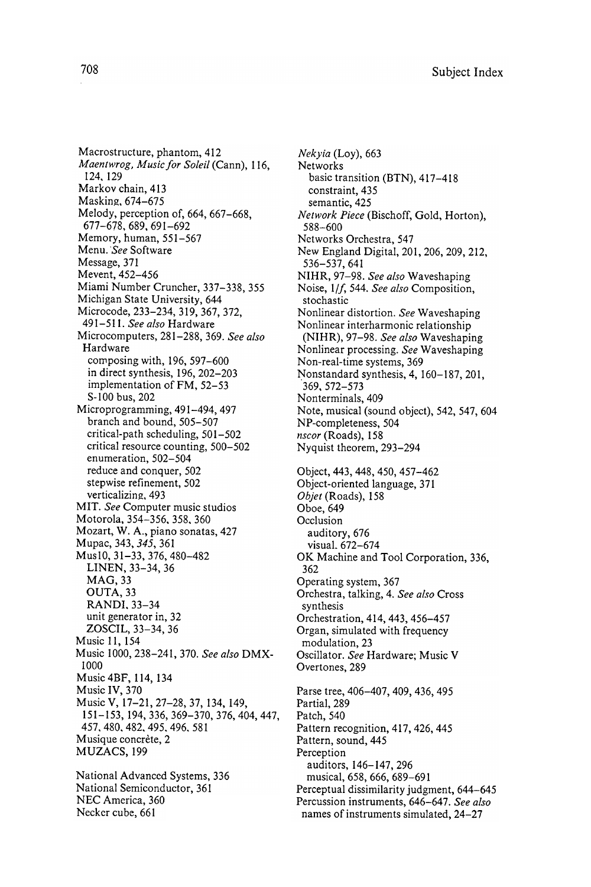Macrostructure, phantom, 412
*Maentwrog, Music for Soleil* (Cann), 116, 124, 129
Markov chain, 413
Masking, 674–675
Melody, perception of, 664, 667–668, 677–678, 689, 691–692
Memory, human, 551–567
Menu. *See* Software
Message, 371
Mevent, 452–456
Miami Number Cruncher, 337–338, 355
Michigan State University, 644
Microcode, 233–234, 319, 367, 372, 491–511. *See also* Hardware
Microcomputers, 281–288, 369. *See also* Hardware
  composing with, 196, 597–600
  in direct synthesis, 196, 202–203
  implementation of FM, 52–53
  S-100 bus, 202
Microprogramming, 491–494, 497
  branch and bound, 505–507
  critical-path scheduling, 501–502
  critical resource counting, 500–502
  enumeration, 502–504
  reduce and conquer, 502
  stepwise refinement, 502
  verticalizing, 493
MIT. *See* Computer music studios
Motorola, 354–356, 358, 360
Mozart, W. A., piano sonatas, 427
Mupac, 343, *345*, 361
Mus10, 31–33, 376, 480–482
  LINEN, 33–34, 36
  MAG, 33
  OUTA, 33
  RANDI, 33–34
  unit generator in, 32
  ZOSCIL, 33–34, 36
Music 11, 154
Music 1000, 238–241, 370. *See also* DMX-1000
Music 4BF, 114, 134
Music IV, 370
Music V, 17–21, 27–28, 37, 134, 149, 151–153, 194, 336, 369–370, 376, 404, 447, 457, 480, 482, 495, 496, 581
Musique concrète, 2
MUZACS, 199

National Advanced Systems, 336
National Semiconductor, 361
NEC America, 360
Necker cube, 661
*Nekyia* (Loy), 663
Networks
  basic transition (BTN), 417–418
  constraint, 435
  semantic, 425
*Network Piece* (Bischoff, Gold, Horton), 588–600
Networks Orchestra, 547
New England Digital, 201, 206, 209, 212, 536–537, 641
NIHR, 97–98. *See also* Waveshaping
Noise, $1/f$, 544. *See also* Composition, stochastic
Nonlinear distortion. *See* Waveshaping
Nonlinear interharmonic relationship (NIHR), 97–98. *See also* Waveshaping
Nonlinear processing. *See* Waveshaping
Non-real-time systems, 369
Nonstandard synthesis, 4, 160–187, 201, 369, 572–573
Nonterminals, 409
Note, musical (sound object), 542, 547, 604
NP-completeness, 504
*nscor* (Roads), 158
Nyquist theorem, 293–294

Object, 443, 448, 450, 457–462
Object-oriented language, 371
*Objet* (Roads), 158
Oboe, 649
Occlusion
  auditory, 676
  visual, 672–674
OK Machine and Tool Corporation, 336, 362
Operating system, 367
Orchestra, talking, 4. *See also* Cross synthesis
Orchestration, 414, 443, 456–457
Organ, simulated with frequency modulation, 23
Oscillator. *See* Hardware; Music V
Overtones, 289

Parse tree, 406–407, 409, 436, 495
Partial, 289
Patch, 540
Pattern recognition, 417, 426, 445
Pattern, sound, 445
Perception
  auditors, 146–147, 296
  musical, 658, 666, 689–691
Perceptual dissimilarity judgment, 644–645
Percussion instruments, 646–647. *See also* names of instruments simulated, 24–27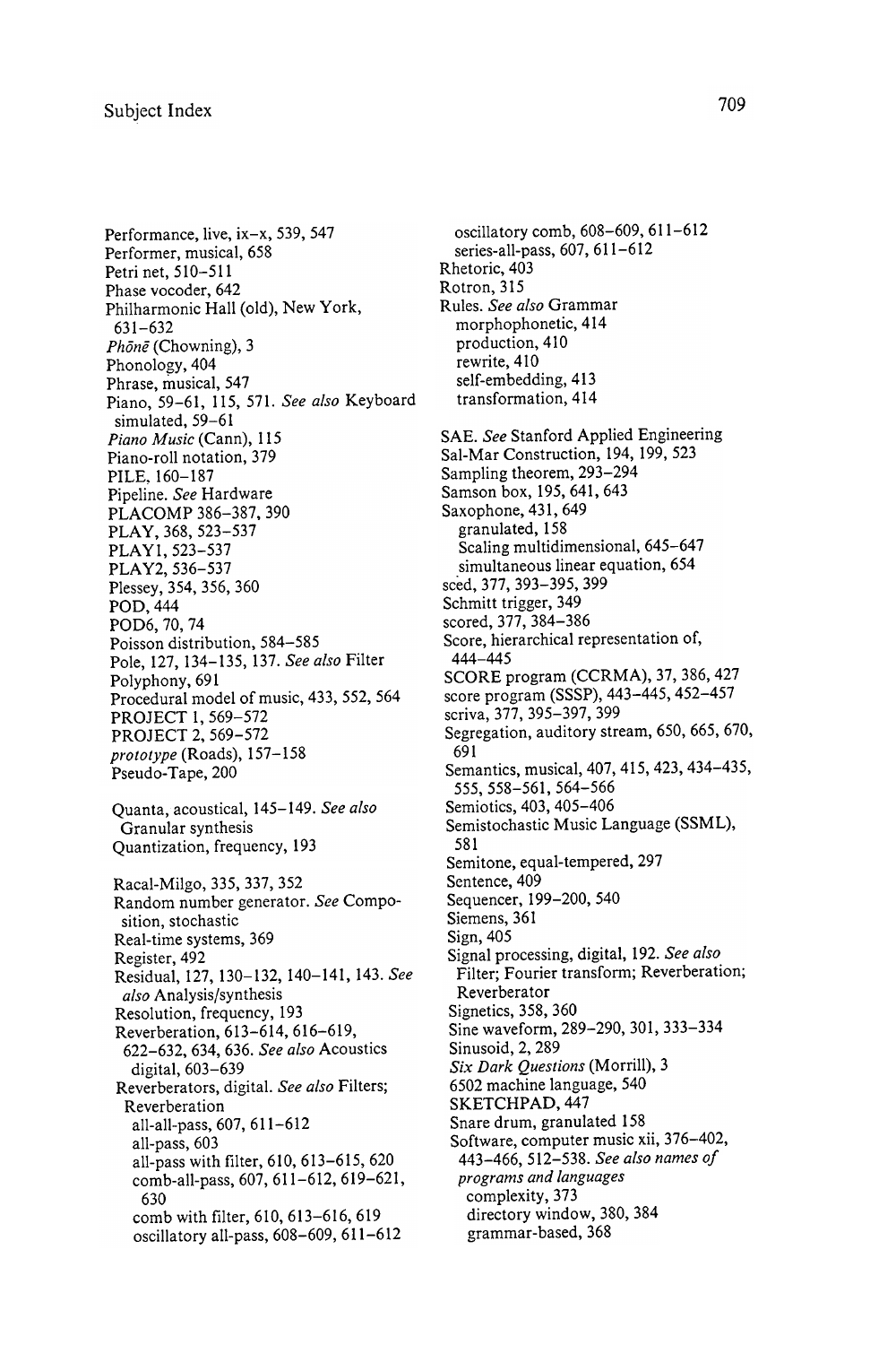Performance, live, ix–x, 539, 547
Performer, musical, 658
Petri net, 510–511
Phase vocoder, 642
Philharmonic Hall (old), New York, 631–632
*Phōnē* (Chowning), 3
Phonology, 404
Phrase, musical, 547
Piano, 59–61, 115, 571. *See also* Keyboard
  simulated, 59–61
*Piano Music* (Cann), 115
Piano-roll notation, 379
PILE, 160–187
Pipeline. *See* Hardware
PLACOMP 386–387, 390
PLAY, 368, 523–537
PLAY1, 523–537
PLAY2, 536–537
Plessey, 354, 356, 360
POD, 444
POD6, 70, 74
Poisson distribution, 584–585
Pole, 127, 134–135, 137. *See also* Filter
Polyphony, 691
Procedural model of music, 433, 552, 564
PROJECT 1, 569–572
PROJECT 2, 569–572
*prototype* (Roads), 157–158
Pseudo-Tape, 200

Quanta, acoustical, 145–149. *See also* Granular synthesis
Quantization, frequency, 193

Racal-Milgo, 335, 337, 352
Random number generator. *See* Composition, stochastic
Real-time systems, 369
Register, 492
Residual, 127, 130–132, 140–141, 143. *See also* Analysis/synthesis
Resolution, frequency, 193
Reverberation, 613–614, 616–619, 622–632, 634, 636. *See also* Acoustics
  digital, 603–639
Reverberators, digital. *See also* Filters; Reverberation
  all-all-pass, 607, 611–612
  all-pass, 603
  all-pass with filter, 610, 613–615, 620
  comb-all-pass, 607, 611–612, 619–621, 630
  comb with filter, 610, 613–616, 619
  oscillatory all-pass, 608–609, 611–612
  oscillatory comb, 608–609, 611–612
  series-all-pass, 607, 611–612
Rhetoric, 403
Rotron, 315
Rules. *See also* Grammar
  morphophonetic, 414
  production, 410
  rewrite, 410
  self-embedding, 413
  transformation, 414

SAE. *See* Stanford Applied Engineering
Sal-Mar Construction, 194, 199, 523
Sampling theorem, 293–294
Samson box, 195, 641, 643
Saxophone, 431, 649
  granulated, 158
  Scaling multidimensional, 645–647
  simultaneous linear equation, 654
sced, 377, 393–395, 399
Schmitt trigger, 349
scored, 377, 384–386
Score, hierarchical representation of, 444–445
SCORE program (CCRMA), 37, 386, 427
score program (SSSP), 443–445, 452–457
scriva, 377, 395–397, 399
Segregation, auditory stream, 650, 665, 670, 691
Semantics, musical, 407, 415, 423, 434–435, 555, 558–561, 564–566
Semiotics, 403, 405–406
Semistochastic Music Language (SSML), 581
Semitone, equal-tempered, 297
Sentence, 409
Sequencer, 199–200, 540
Siemens, 361
Sign, 405
Signal processing, digital, 192. *See also* Filter; Fourier transform; Reverberation; Reverberator
Signetics, 358, 360
Sine waveform, 289–290, 301, 333–334
Sinusoid, 2, 289
*Six Dark Questions* (Morrill), 3
6502 machine language, 540
SKETCHPAD, 447
Snare drum, granulated 158
Software, computer music xii, 376–402, 443–466, 512–538. *See also names of programs and languages*
  complexity, 373
  directory window, 380, 384
  grammar-based, 368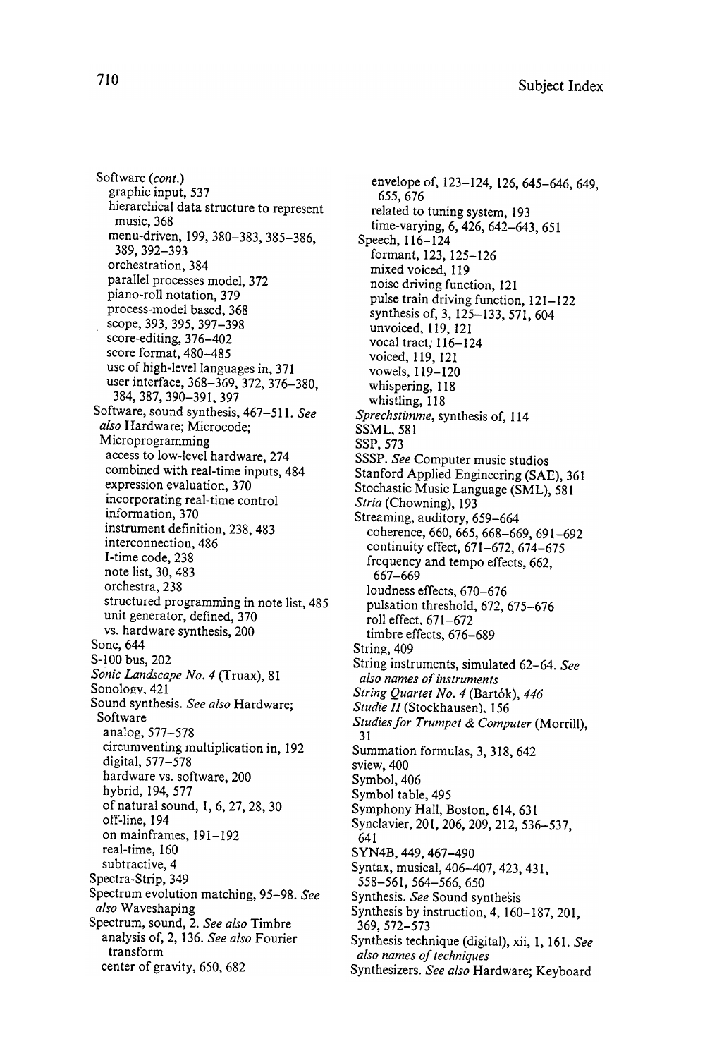Software (*cont.*)
  graphic input, 537
  hierarchical data structure to represent music, 368
  menu-driven, 199, 380–383, 385–386, 389, 392–393
  orchestration, 384
  parallel processes model, 372
  piano-roll notation, 379
  process-model based, 368
  scope, 393, 395, 397–398
  score-editing, 376–402
  score format, 480–485
  use of high-level languages in, 371
  user interface, 368–369, 372, 376–380, 384, 387, 390–391, 397
Software, sound synthesis, 467–511. *See also* Hardware; Microcode; Microprogramming
  access to low-level hardware, 274
  combined with real-time inputs, 484
  expression evaluation, 370
  incorporating real-time control information, 370
  instrument definition, 238, 483
  interconnection, 486
  I-time code, 238
  note list, 30, 483
  orchestra, 238
  structured programming in note list, 485
  unit generator, defined, 370
  vs. hardware synthesis, 200
Sone, 644
S-100 bus, 202
*Sonic Landscape No. 4* (Truax), 81
Sonology, 421
Sound synthesis. *See also* Hardware; Software
  analog, 577–578
  circumventing multiplication in, 192
  digital, 577–578
  hardware vs. software, 200
  hybrid, 194, 577
  of natural sound, 1, 6, 27, 28, 30
  off-line, 194
  on mainframes, 191–192
  real-time, 160
  subtractive, 4
Spectra-Strip, 349
Spectrum evolution matching, 95–98. *See also* Waveshaping
Spectrum, sound, 2. *See also* Timbre
  analysis of, 2, 136. *See also* Fourier transform
  center of gravity, 650, 682
  envelope of, 123–124, 126, 645–646, 649, 655, 676
  related to tuning system, 193
  time-varying, 6, 426, 642–643, 651
Speech, 116–124
  formant, 123, 125–126
  mixed voiced, 119
  noise driving function, 121
  pulse train driving function, 121–122
  synthesis of, 3, 125–133, 571, 604
  unvoiced, 119, 121
  vocal tract, 116–124
  voiced, 119, 121
  vowels, 119–120
  whispering, 118
  whistling, 118
*Sprechstimme*, synthesis of, 114
SSML, 581
SSP, 573
SSSP. *See* Computer music studios
Stanford Applied Engineering (SAE), 361
Stochastic Music Language (SML), 581
*Stria* (Chowning), 193
Streaming, auditory, 659–664
  coherence, 660, 665, 668–669, 691–692
  continuity effect, 671–672, 674–675
  frequency and tempo effects, 662, 667–669
  loudness effects, 670–676
  pulsation threshold, 672, 675–676
  roll effect, 671–672
  timbre effects, 676–689
String, 409
String instruments, simulated 62–64. *See also names of instruments*
*String Quartet No. 4* (Bartók), 446
*Studie II* (Stockhausen), 156
*Studies for Trumpet & Computer* (Morrill), 31
Summation formulas, 3, 318, 642
sview, 400
Symbol, 406
Symbol table, 495
Symphony Hall, Boston, 614, 631
Synclavier, 201, 206, 209, 212, 536–537, 641
SYN4B, 449, 467–490
Syntax, musical, 406–407, 423, 431, 558–561, 564–566, 650
Synthesis. *See* Sound synthesis
Synthesis by instruction, 4, 160–187, 201, 369, 572–573
Synthesis technique (digital), xii, 1, 161. *See also names of techniques*
Synthesizers. *See also* Hardware; Keyboard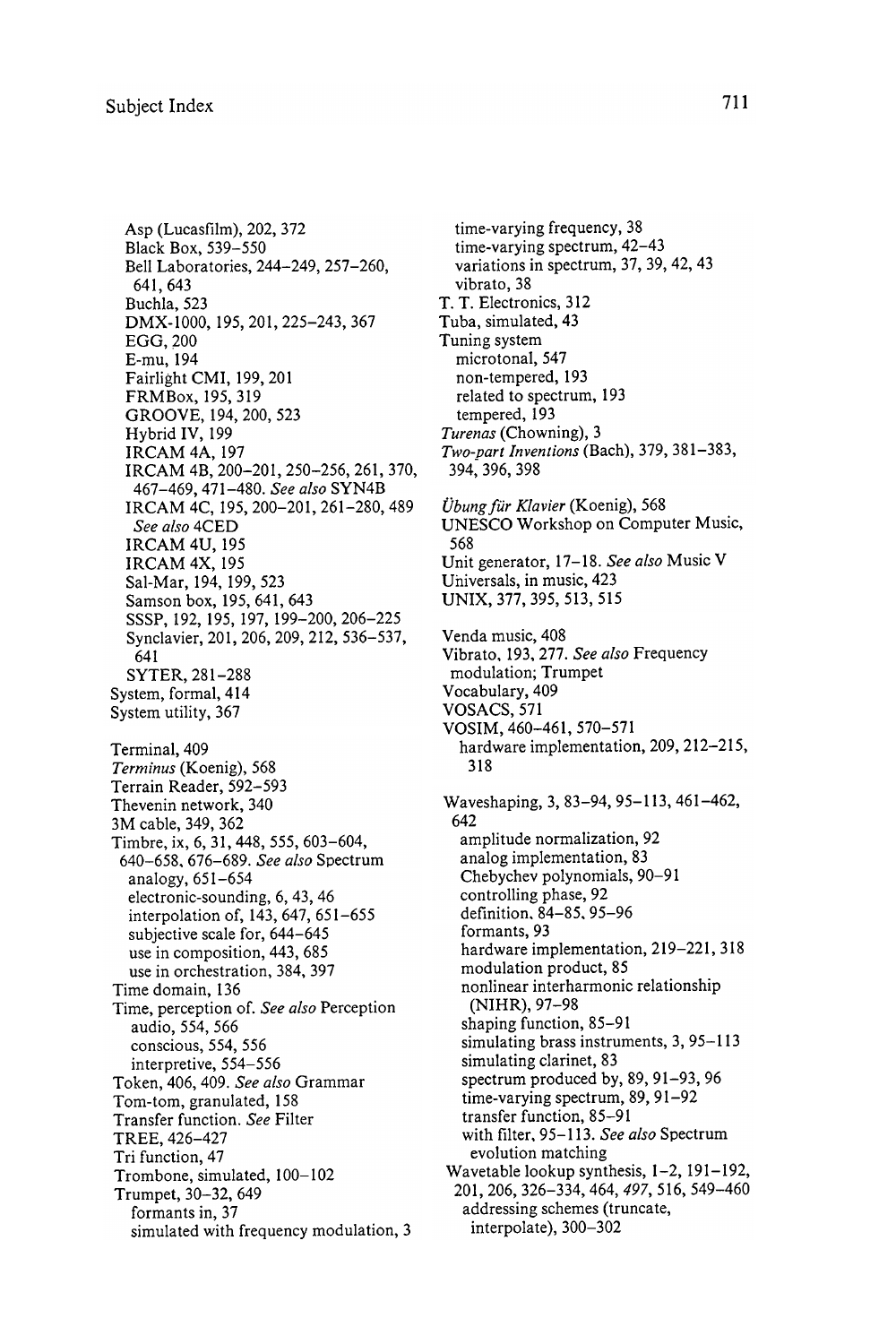Asp (Lucasfilm), 202, 372
Black Box, 539–550
Bell Laboratories, 244–249, 257–260, 641, 643
Buchla, 523
DMX-1000, 195, 201, 225–243, 367
EGG, 200
E-mu, 194
Fairlight CMI, 199, 201
FRMBox, 195, 319
GROOVE, 194, 200, 523
Hybrid IV, 199
IRCAM 4A, 197
IRCAM 4B, 200–201, 250–256, 261, 370, 467–469, 471–480. *See also* SYN4B
IRCAM 4C, 195, 200–201, 261–280, 489 *See also* 4CED
IRCAM 4U, 195
IRCAM 4X, 195
Sal-Mar, 194, 199, 523
Samson box, 195, 641, 643
SSSP, 192, 195, 197, 199–200, 206–225
Synclavier, 201, 206, 209, 212, 536–537, 641
SYTER, 281–288

System, formal, 414
System utility, 367

Terminal, 409
*Terminus* (Koenig), 568
Terrain Reader, 592–593
Thevenin network, 340
3M cable, 349, 362
Timbre, ix, 6, 31, 448, 555, 603–604, 640–658, 676–689. *See also* Spectrum
- analogy, 651–654
- electronic-sounding, 6, 43, 46
- interpolation of, 143, 647, 651–655
- subjective scale for, 644–645
- use in composition, 443, 685
- use in orchestration, 384, 397

Time domain, 136
Time, perception of. *See also* Perception
- audio, 554, 566
- conscious, 554, 556
- interpretive, 554–556

Token, 406, 409. *See also* Grammar
Tom-tom, granulated, 158
Transfer function. *See* Filter
TREE, 426–427
Tri function, 47
Trombone, simulated, 100–102
Trumpet, 30–32, 649
- formants in, 37
- simulated with frequency modulation, 3
- time-varying frequency, 38
- time-varying spectrum, 42–43
- variations in spectrum, 37, 39, 42, 43
- vibrato, 38

T. T. Electronics, 312
Tuba, simulated, 43
Tuning system
- microtonal, 547
- non-tempered, 193
- related to spectrum, 193
- tempered, 193

*Turenas* (Chowning), 3
*Two-part Inventions* (Bach), 379, 381–383, 394, 396, 398

*Übung für Klavier* (Koenig), 568
UNESCO Workshop on Computer Music, 568
Unit generator, 17–18. *See also* Music V
Universals, in music, 423
UNIX, 377, 395, 513, 515

Venda music, 408
Vibrato, 193, 277. *See also* Frequency modulation; Trumpet
Vocabulary, 409
VOSACS, 571
VOSIM, 460–461, 570–571
- hardware implementation, 209, 212–215, 318

Waveshaping, 3, 83–94, 95–113, 461–462, 642
- amplitude normalization, 92
- analog implementation, 83
- Chebychev polynomials, 90–91
- controlling phase, 92
- definition, 84–85, 95–96
- formants, 93
- hardware implementation, 219–221, 318
- modulation product, 85
- nonlinear interharmonic relationship (NIHR), 97–98
- shaping function, 85–91
- simulating brass instruments, 3, 95–113
- simulating clarinet, 83
- spectrum produced by, 89, 91–93, 96
- time-varying spectrum, 89, 91–92
- transfer function, 85–91
- with filter, 95–113. *See also* Spectrum evolution matching

Wavetable lookup synthesis, 1–2, 191–192, 201, 206, 326–334, 464, *497*, 516, 549–460
- addressing schemes (truncate, interpolate), 300–302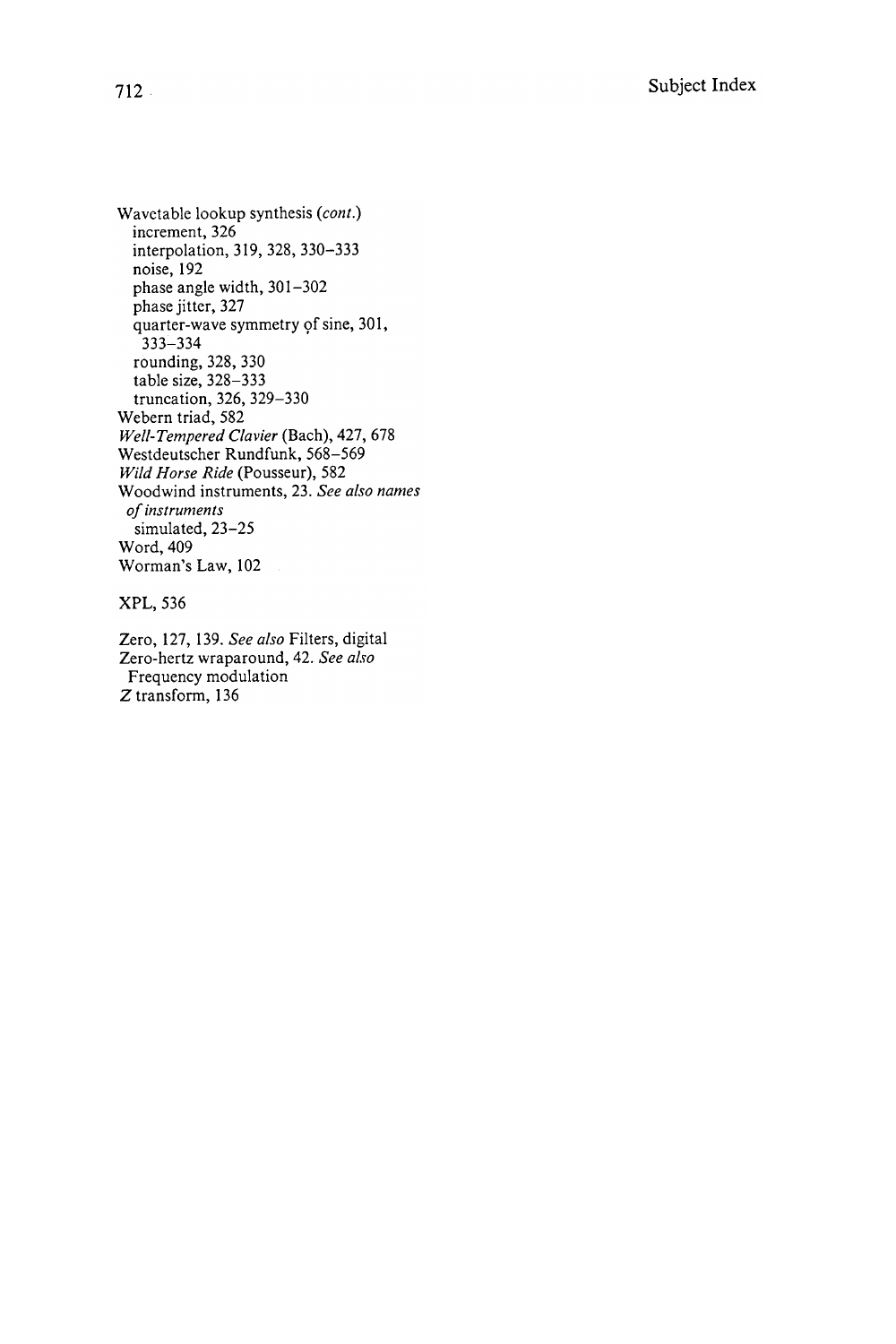Wavetable lookup synthesis (*cont.*)
  increment, 326
  interpolation, 319, 328, 330–333
  noise, 192
  phase angle width, 301–302
  phase jitter, 327
  quarter-wave symmetry of sine, 301, 333–334
  rounding, 328, 330
  table size, 328–333
  truncation, 326, 329–330
Webern triad, 582
*Well-Tempered Clavier* (Bach), 427, 678
Westdeutscher Rundfunk, 568–569
*Wild Horse Ride* (Pousseur), 582
Woodwind instruments, 23. *See also names of instruments*
  simulated, 23–25
Word, 409
Worman's Law, 102

XPL, 536

Zero, 127, 139. *See also* Filters, digital
Zero-hertz wraparound, 42. *See also* Frequency modulation
*Z* transform, 136